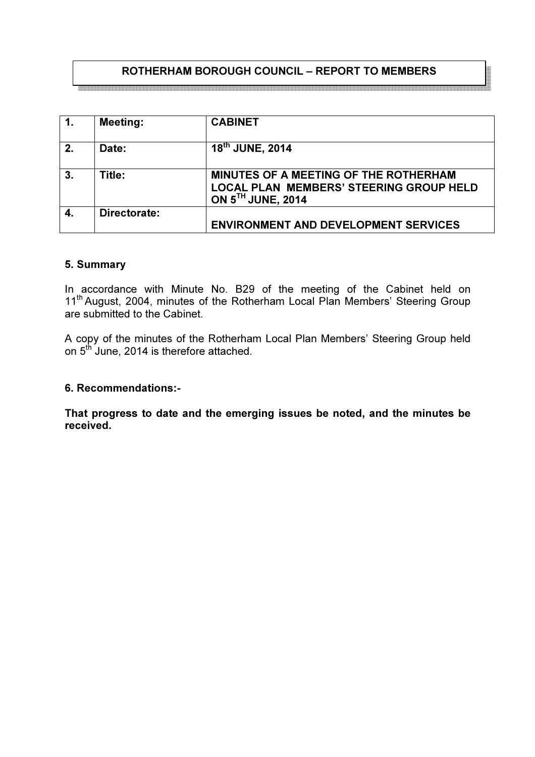**ROTHERHAM BOROUGH COUNCIL – REPORT TO MEMBERS**

| 1. | Meeting: | CABINET |
| --- | --- | --- |
| 2. | Date: | 18th JUNE, 2014 |
| 3. | Title: | MINUTES OF A MEETING OF THE ROTHERHAM LOCAL PLAN MEMBERS' STEERING GROUP HELD ON 5TH JUNE, 2014 |
| 4. | Directorate: | ENVIRONMENT AND DEVELOPMENT SERVICES |

## 5. Summary

In accordance with Minute No. B29 of the meeting of the Cabinet held on 11th August, 2004, minutes of the Rotherham Local Plan Members' Steering Group are submitted to the Cabinet.

A copy of the minutes of the Rotherham Local Plan Members' Steering Group held on 5th June, 2014 is therefore attached.

## 6. Recommendations:-

**That progress to date and the emerging issues be noted, and the minutes be received.**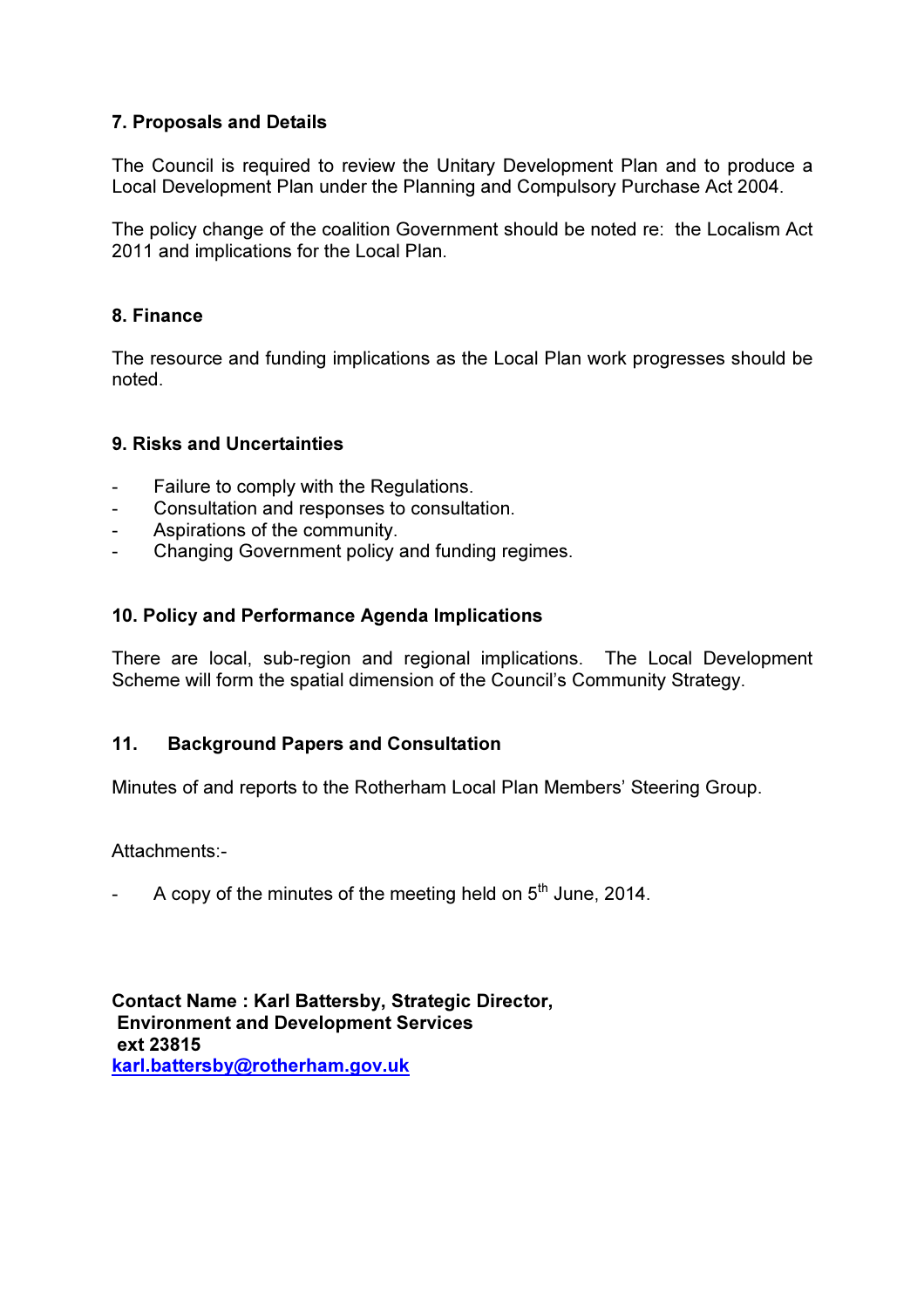## 7. Proposals and Details

The Council is required to review the Unitary Development Plan and to produce a Local Development Plan under the Planning and Compulsory Purchase Act 2004.

The policy change of the coalition Government should be noted re: the Localism Act 2011 and implications for the Local Plan.

## 8. Finance

The resource and funding implications as the Local Plan work progresses should be noted.

## 9. Risks and Uncertainties

- Failure to comply with the Regulations.
- Consultation and responses to consultation.
- Aspirations of the community.
- Changing Government policy and funding regimes.

## 10. Policy and Performance Agenda Implications

There are local, sub-region and regional implications. The Local Development Scheme will form the spatial dimension of the Council's Community Strategy.

## 11. Background Papers and Consultation

Minutes of and reports to the Rotherham Local Plan Members' Steering Group.

Attachments:-

- A copy of the minutes of the meeting held on 5th June, 2014.

**Contact Name : Karl Battersby, Strategic Director,**
**Environment and Development Services**
**ext 23815**
**karl.battersby@rotherham.gov.uk**